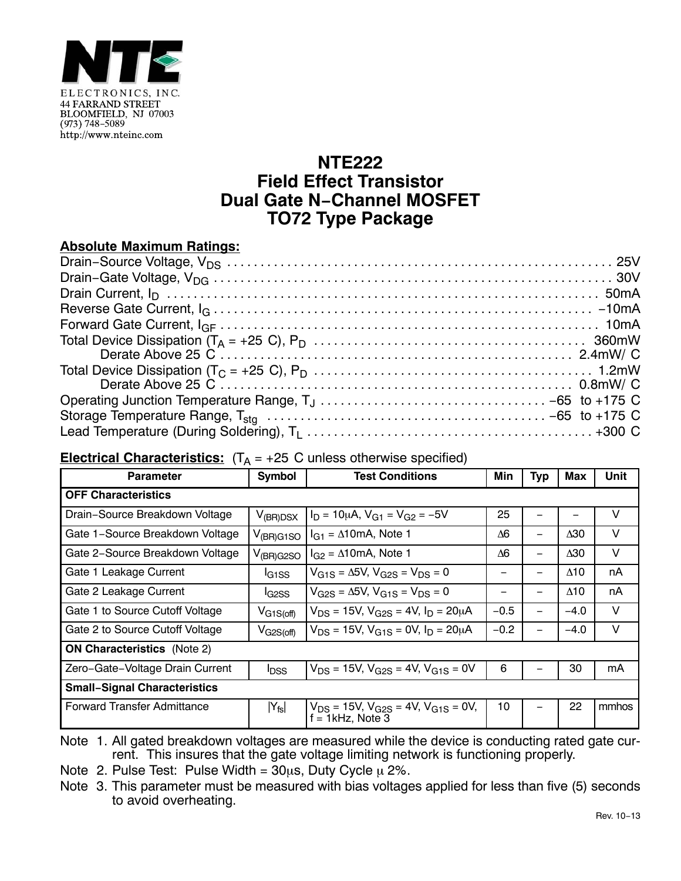NTE ELECTRONICS, INC.
44 FARRAND STREET
BLOOMFIELD, NJ 07003
(973) 748–5089
http://www.nteinc.com

# NTE222
# Field Effect Transistor
# Dual Gate N–Channel MOSFET
# TO72 Type Package

**Absolute Maximum Ratings:**

Drain–Source Voltage, $V_{DS}$ . . . . . . . . . . 25V
Drain–Gate Voltage, $V_{DG}$ . . . . . . . . . . 30V
Drain Current, $I_D$ . . . . . . . . . . 50mA
Reverse Gate Current, $I_G$ . . . . . . . . . . –10mA
Forward Gate Current, $I_{GF}$ . . . . . . . . . . 10mA
Total Device Dissipation ($T_A$ = +25 C), $P_D$ . . . . . . . . . . 360mW
    Derate Above 25 C . . . . . . . . . . 2.4mW/ C
Total Device Dissipation ($T_C$ = +25 C), $P_D$ . . . . . . . . . . 1.2mW
    Derate Above 25 C . . . . . . . . . . 0.8mW/ C
Operating Junction Temperature Range, $T_J$ . . . . . . . . . . –65 to +175 C
Storage Temperature Range, $T_{stg}$ . . . . . . . . . . –65 to +175 C
Lead Temperature (During Soldering), $T_L$ . . . . . . . . . . +300 C

**Electrical Characteristics:** ($T_A$ = +25 C unless otherwise specified)

| Parameter | Symbol | Test Conditions | Min | Typ | Max | Unit |
|---|---|---|---|---|---|---|
| **OFF Characteristics** | | | | | | |
| Drain–Source Breakdown Voltage | $V_{(BR)DSX}$ | $I_D$ = 10μA, $V_{G1}$ = $V_{G2}$ = –5V | 25 | – | – | V |
| Gate 1–Source Breakdown Voltage | $V_{(BR)G1SO}$ | $I_{G1}$ = Δ10mA, Note 1 | Δ6 | – | Δ30 | V |
| Gate 2–Source Breakdown Voltage | $V_{(BR)G2SO}$ | $I_{G2}$ = Δ10mA, Note 1 | Δ6 | – | Δ30 | V |
| Gate 1 Leakage Current | $I_{G1SS}$ | $V_{G1S}$ = Δ5V, $V_{G2S}$ = $V_{DS}$ = 0 | – | – | Δ10 | nA |
| Gate 2 Leakage Current | $I_{G2SS}$ | $V_{G2S}$ = Δ5V, $V_{G1S}$ = $V_{DS}$ = 0 | – | – | Δ10 | nA |
| Gate 1 to Source Cutoff Voltage | $V_{G1S(off)}$ | $V_{DS}$ = 15V, $V_{G2S}$ = 4V, $I_D$ = 20μA | –0.5 | – | –4.0 | V |
| Gate 2 to Source Cutoff Voltage | $V_{G2S(off)}$ | $V_{DS}$ = 15V, $V_{G1S}$ = 0V, $I_D$ = 20μA | –0.2 | – | –4.0 | V |
| **ON Characteristics** (Note 2) | | | | | | |
| Zero–Gate–Voltage Drain Current | $I_{DSS}$ | $V_{DS}$ = 15V, $V_{G2S}$ = 4V, $V_{G1S}$ = 0V | 6 | – | 30 | mA |
| **Small–Signal Characteristics** | | | | | | |
| Forward Transfer Admittance | $\lvert Y_{fs} \rvert$ | $V_{DS}$ = 15V, $V_{G2S}$ = 4V, $V_{G1S}$ = 0V, f = 1kHz, Note 3 | 10 | – | 22 | mmhos |

Note 1. All gated breakdown voltages are measured while the device is conducting rated gate current. This insures that the gate voltage limiting network is functioning properly.

Note 2. Pulse Test: Pulse Width = 30μs, Duty Cycle μ 2%.

Note 3. This parameter must be measured with bias voltages applied for less than five (5) seconds to avoid overheating.

Rev. 10–13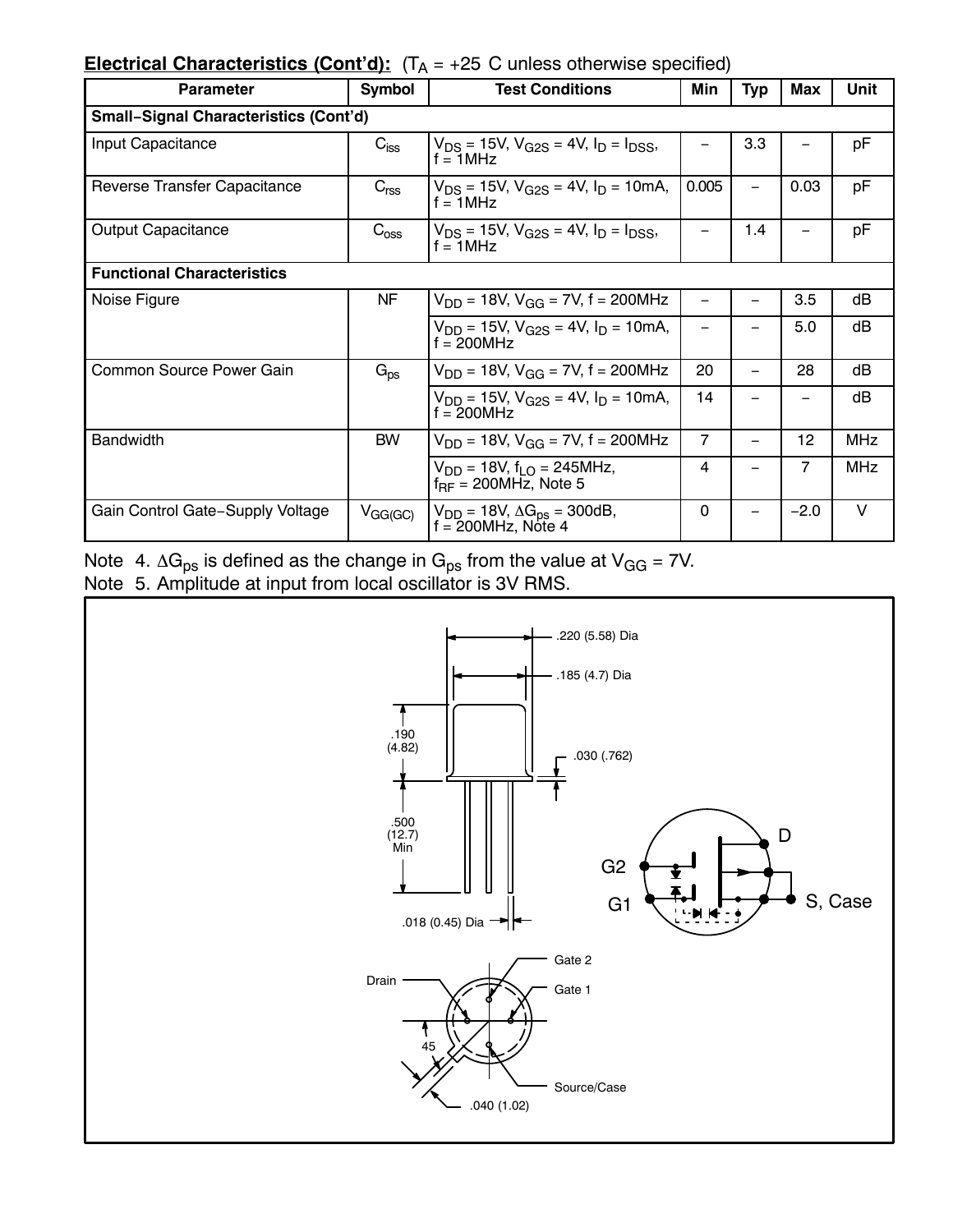**Electrical Characteristics (Cont'd):** ($T_A$ = +25 C unless otherwise specified)

| Parameter | Symbol | Test Conditions | Min | Typ | Max | Unit |
|---|---|---|---|---|---|---|
| **Small−Signal Characteristics (Cont'd)** | | | | | | |
| Input Capacitance | $C_{iss}$ | $V_{DS}$ = 15V, $V_{G2S}$ = 4V, $I_D$ = $I_{DSS}$, f = 1MHz | – | 3.3 | – | pF |
| Reverse Transfer Capacitance | $C_{rss}$ | $V_{DS}$ = 15V, $V_{G2S}$ = 4V, $I_D$ = 10mA, f = 1MHz | 0.005 | – | 0.03 | pF |
| Output Capacitance | $C_{oss}$ | $V_{DS}$ = 15V, $V_{G2S}$ = 4V, $I_D$ = $I_{DSS}$, f = 1MHz | – | 1.4 | – | pF |
| **Functional Characteristics** | | | | | | |
| Noise Figure | NF | $V_{DD}$ = 18V, $V_{GG}$ = 7V, f = 200MHz | – | – | 3.5 | dB |
| | | $V_{DD}$ = 15V, $V_{G2S}$ = 4V, $I_D$ = 10mA, f = 200MHz | – | – | 5.0 | dB |
| Common Source Power Gain | $G_{ps}$ | $V_{DD}$ = 18V, $V_{GG}$ = 7V, f = 200MHz | 20 | – | 28 | dB |
| | | $V_{DD}$ = 15V, $V_{G2S}$ = 4V, $I_D$ = 10mA, f = 200MHz | 14 | – | – | dB |
| Bandwidth | BW | $V_{DD}$ = 18V, $V_{GG}$ = 7V, f = 200MHz | 7 | – | 12 | MHz |
| | | $V_{DD}$ = 18V, $f_{LO}$ = 245MHz, $f_{RF}$ = 200MHz, Note 5 | 4 | – | 7 | MHz |
| Gain Control Gate−Supply Voltage | $V_{GG(GC)}$ | $V_{DD}$ = 18V, $\Delta G_{ps}$ = 300dB, f = 200MHz, Note 4 | 0 | – | −2.0 | V |

Note 4. $\Delta G_{ps}$ is defined as the change in $G_{ps}$ from the value at $V_{GG}$ = 7V.

Note 5. Amplitude at input from local oscillator is 3V RMS.

.220 (5.58) Dia

.185 (4.7) Dia

.190 (4.82)

.030 (.762)

.500 (12.7) Min

.018 (0.45) Dia

D

G2

G1

S, Case

Drain

Gate 2

Gate 1

45

Source/Case

.040 (1.02)